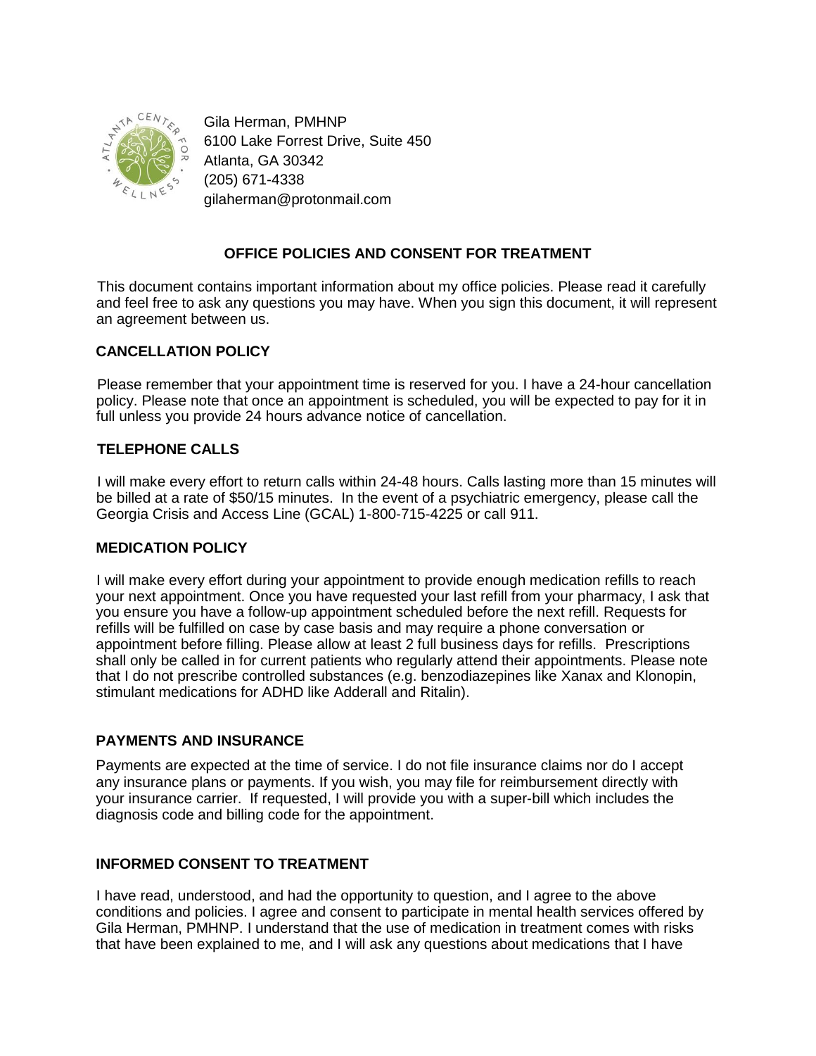Gila Herman, PMHNP
6100 Lake Forrest Drive, Suite 450
Atlanta, GA 30342
(205) 671-4338
gilaherman@protonmail.com

## OFFICE POLICIES AND CONSENT FOR TREATMENT

This document contains important information about my office policies. Please read it carefully and feel free to ask any questions you may have. When you sign this document, it will represent an agreement between us.

### CANCELLATION POLICY

Please remember that your appointment time is reserved for you. I have a 24-hour cancellation policy. Please note that once an appointment is scheduled, you will be expected to pay for it in full unless you provide 24 hours advance notice of cancellation.

### TELEPHONE CALLS

I will make every effort to return calls within 24-48 hours. Calls lasting more than 15 minutes will be billed at a rate of $50/15 minutes. In the event of a psychiatric emergency, please call the Georgia Crisis and Access Line (GCAL) 1-800-715-4225 or call 911.

### MEDICATION POLICY

I will make every effort during your appointment to provide enough medication refills to reach your next appointment. Once you have requested your last refill from your pharmacy, I ask that you ensure you have a follow-up appointment scheduled before the next refill. Requests for refills will be fulfilled on case by case basis and may require a phone conversation or appointment before filling. Please allow at least 2 full business days for refills. Prescriptions shall only be called in for current patients who regularly attend their appointments. Please note that I do not prescribe controlled substances (e.g. benzodiazepines like Xanax and Klonopin, stimulant medications for ADHD like Adderall and Ritalin).

### PAYMENTS AND INSURANCE

Payments are expected at the time of service. I do not file insurance claims nor do I accept any insurance plans or payments. If you wish, you may file for reimbursement directly with your insurance carrier. If requested, I will provide you with a super-bill which includes the diagnosis code and billing code for the appointment.

### INFORMED CONSENT TO TREATMENT

I have read, understood, and had the opportunity to question, and I agree to the above conditions and policies. I agree and consent to participate in mental health services offered by Gila Herman, PMHNP. I understand that the use of medication in treatment comes with risks that have been explained to me, and I will ask any questions about medications that I have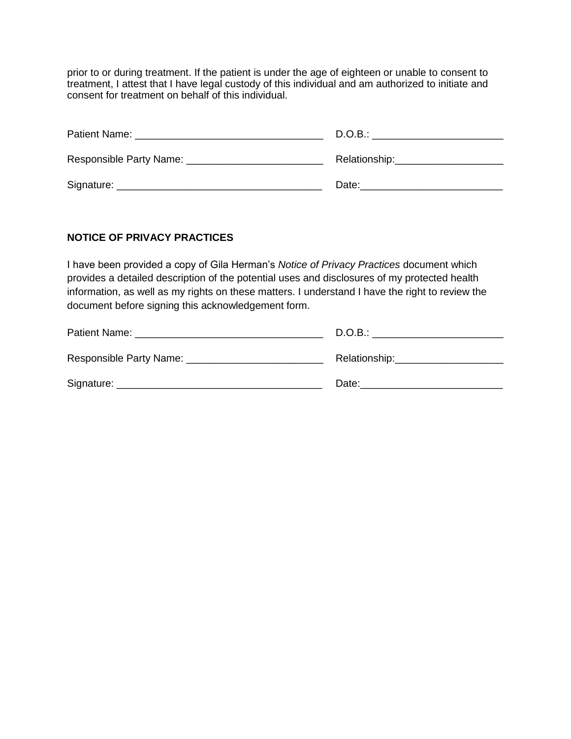prior to or during treatment. If the patient is under the age of eighteen or unable to consent to treatment, I attest that I have legal custody of this individual and am authorized to initiate and consent for treatment on behalf of this individual.

Patient Name: _________________________________ D.O.B.: _______________________

Responsible Party Name: ________________________ Relationship:___________________

Signature: ____________________________________ Date:_________________________

**NOTICE OF PRIVACY PRACTICES**

I have been provided a copy of Gila Herman's *Notice of Privacy Practices* document which provides a detailed description of the potential uses and disclosures of my protected health information, as well as my rights on these matters. I understand I have the right to review the document before signing this acknowledgement form.

Patient Name: _________________________________ D.O.B.: _______________________

Responsible Party Name: ________________________ Relationship:___________________

Signature: ____________________________________ Date:_________________________